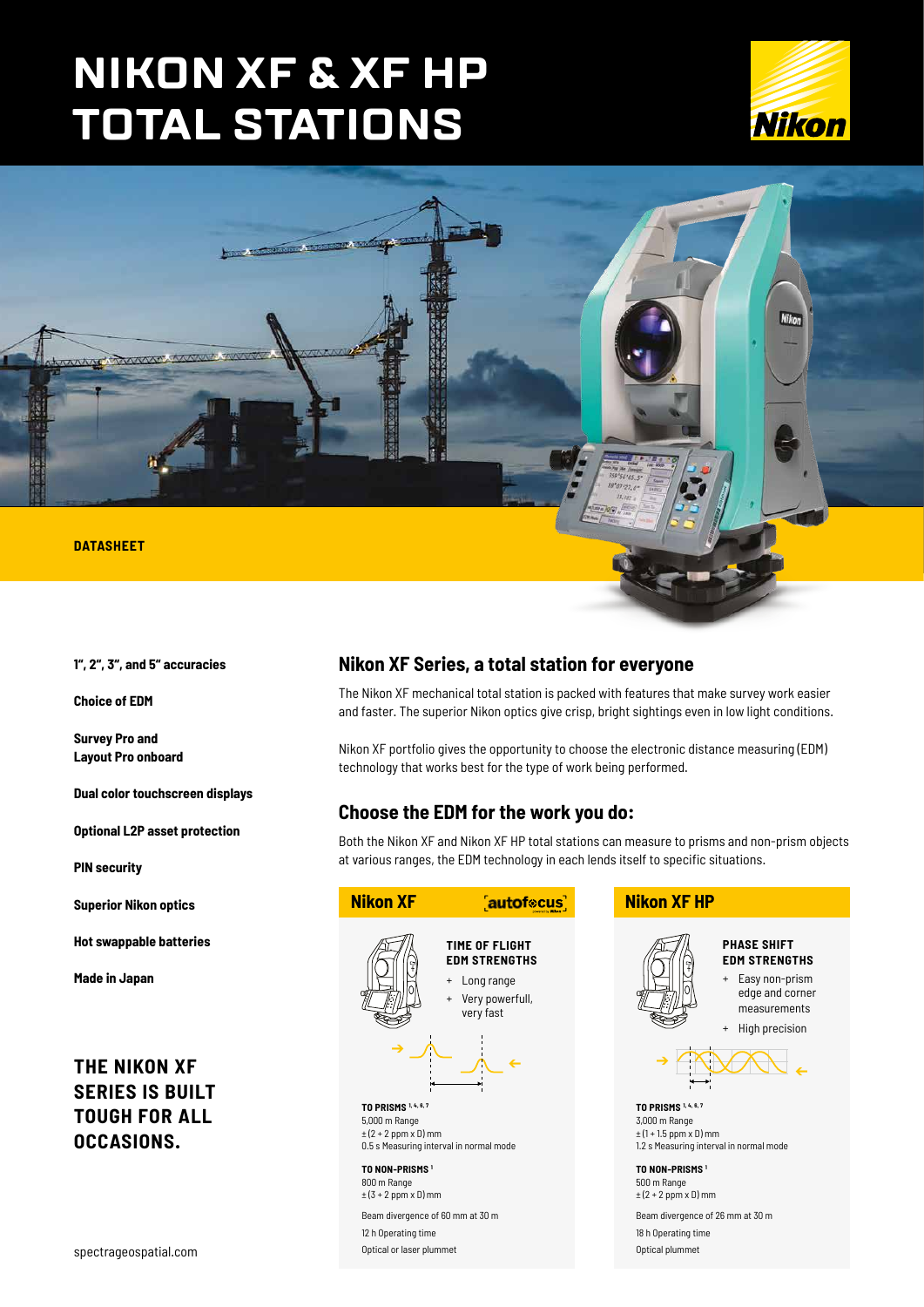# NIKON XF & XF HP TOTAL STATIONS

DATASHEET

**1", 2", 3", and 5" accuracies**

**Choice of EDM**

**Survey Pro and Layout Pro onboard**

**Dual color touchscreen displays**

**Optional L2P asset protection**

**PIN security**

**Superior Nikon optics**

**Hot swappable batteries**

**Made in Japan**

## THE NIKON XF SERIES IS BUILT TOUGH FOR ALL OCCASIONS.

spectrageospatial.com

## Nikon XF Series, a total station for everyone

The Nikon XF mechanical total station is packed with features that make survey work easier and faster. The superior Nikon optics give crisp, bright sightings even in low light conditions.

Nikon XF portfolio gives the opportunity to choose the electronic distance measuring (EDM) technology that works best for the type of work being performed.

## Choose the EDM for the work you do:

Both the Nikon XF and Nikon XF HP total stations can measure to prisms and non-prism objects at various ranges, the EDM technology in each lends itself to specific situations.

### Nikon XF

autofocus

**TIME OF FLIGHT EDM STRENGTHS**

+ Long range
+ Very powerfull, very fast

**TO PRISMS [1, 4, 6, 7]**
5,000 m Range
± (2 + 2 ppm x D) mm
0.5 s Measuring interval in normal mode

**TO NON-PRISMS [1]**
800 m Range
± (3 + 2 ppm x D) mm

Beam divergence of 60 mm at 30 m

12 h Operating time

Optical or laser plummet

### Nikon XF HP

**PHASE SHIFT EDM STRENGTHS**

+ Easy non-prism edge and corner measurements
+ High precision

**TO PRISMS [1, 4, 6, 7]**
3,000 m Range
± (1 + 1.5 ppm x D) mm
1.2 s Measuring interval in normal mode

**TO NON-PRISMS [1]**
500 m Range
± (2 + 2 ppm x D) mm

Beam divergence of 26 mm at 30 m

18 h Operating time

Optical plummet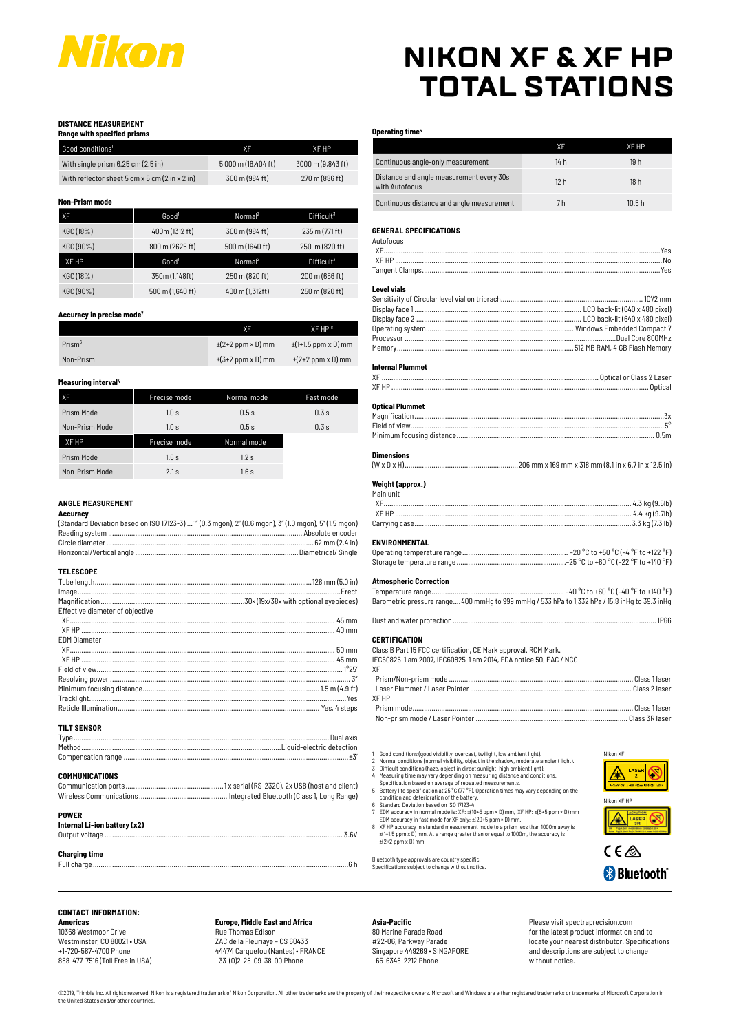# NIKON XF & XF HP TOTAL STATIONS

## DISTANCE MEASUREMENT

**Range with specified prisms**

| Good conditions[1] | XF | XF HP |
|---|---|---|
| With single prism 6.25 cm (2.5 in) | 5,000 m (16,404 ft) | 3000 m (9,843 ft) |
| With reflector sheet 5 cm x 5 cm (2 in x 2 in) | 300 m (984 ft) | 270 m (886 ft) |

**Non-Prism mode**

| XF | Good[1] | Normal[2] | Difficult[3] |
|---|---|---|---|
| KGC (18%) | 400m (1312 ft) | 300 m (984 ft) | 235 m (771 ft) |
| KGC (90%) | 800 m (2625 ft) | 500 m (1640 ft) | 250 m (820 ft) |
| **XF HP** | **Good[1]** | **Normal[2]** | **Difficult[3]** |
| KGC (18%) | 350m (1,148ft) | 250 m (820 ft) | 200 m (656 ft) |
| KGC (90%) | 500 m (1,640 ft) | 400 m (1,312ft) | 250 m (820 ft) |

**Accuracy in precise mode[7]**

| | XF | XF HP[8] |
|---|---|---|
| Prism[6] | ±(2+2 ppm × D) mm | ±(1+1.5 ppm x D) mm |
| Non-Prism | ±(3+2 ppm x D) mm | ±(2+2 ppm x D) mm |

**Measuring interval[4]**

| XF | Precise mode | Normal mode | Fast mode |
|---|---|---|---|
| Prism Mode | 1.0 s | 0.5 s | 0.3 s |
| Non-Prism Mode | 1.0 s | 0.5 s | 0.3 s |
| **XF HP** | **Precise mode** | **Normal mode** | |
| Prism Mode | 1.6 s | 1.2 s | |
| Non-Prism Mode | 2.1 s | 1.6 s | |

## ANGLE MEASUREMENT

**Accuracy**

(Standard Deviation based on ISO 17123-3) ... 1" (0.3 mgon), 2" (0.6 mgon), 3" (1.0 mgon), 5" (1.5 mgon)

Reading system ... Absolute encoder

Circle diameter ... 62 mm (2.4 in)

Horizontal/Vertical angle ... Diametrical/ Single

## TELESCOPE

Tube length ... 128 mm (5.0 in)

Image ... Erect

Magnification ... 30× (19x/38x with optional eyepieces)

Effective diameter of objective
- XF ... 45 mm
- XF HP ... 40 mm

EDM Diameter
- XF ... 50 mm
- XF HP ... 45 mm

Field of view ... 1°25'

Resolving power ... 3"

Minimum focusing distance ... 1.5 m (4.9 ft)

Tracklight ... Yes

Reticle Illumination ... Yes, 4 steps

## TILT SENSOR

Type ... Dual axis

Method ... Liquid-electric detection

Compensation range ... ±3'

## COMMUNICATIONS

Communication ports ... 1 x serial (RS-232C), 2x USB (host and client)

Wireless Communications ... Integrated Bluetooth (Class 1, Long Range)

## POWER

**Internal Li-ion battery (x2)**

Output voltage ... 3.6V

**Charging time**

Full charge ... 6 h

**Operating time[5]**

| | XF | XF HP |
|---|---|---|
| Continuous angle-only measurement | 14 h | 19 h |
| Distance and angle measurement every 30s with Autofocus | 12 h | 18 h |
| Continuous distance and angle measurement | 7 h | 10.5 h |

## GENERAL SPECIFICATIONS

Autofocus
- XF ... Yes
- XF HP ... No

Tangent Clamps ... Yes

**Level vials**

Sensitivity of Circular level vial on tribrach ... 10'/2 mm

Display face 1 ... LCD back-lit (640 x 480 pixel)

Display face 2 ... LCD back-lit (640 x 480 pixel)

Operating system ... Windows Embedded Compact 7

Processor ... Dual Core 800MHz

Memory ... 512 MB RAM, 4 GB Flash Memory

**Internal Plummet**

XF ... Optical or Class 2 Laser

XF HP ... Optical

**Optical Plummet**

Magnification ... 3x

Field of view ... 5°

Minimum focusing distance ... 0.5m

**Dimensions**

(W x D x H) ... 206 mm x 169 mm x 318 mm (8.1 in x 6.7 in x 12.5 in)

**Weight (approx.)**

Main unit
- XF ... 4.3 kg (9.5lb)
- XF HP ... 4.4 kg (9.7lb)

Carrying case ... 3.3 kg (7.3 lb)

## ENVIRONMENTAL

Operating temperature range ... –20 °C to +50 °C (–4 °F to +122 °F)

Storage temperature range ... –25 °C to +60 °C (–22 °F to +140 °F)

**Atmospheric Correction**

Temperature range ... –40 °C to +60 °C (–40 °F to +140 °F)

Barometric pressure range ... 400 mmHg to 999 mmHg / 533 hPa to 1,332 hPa / 15.8 inHg to 39.3 inHg

Dust and water protection ... IP66

## CERTIFICATION

Class B Part 15 FCC certification, CE Mark approval. RCM Mark. IEC60825-1 am 2007, IEC60825-1 am 2014, FDA notice 50, EAC / NCC

XF
- Prism/Non-prism mode ... Class 1 laser
- Laser Plummet / Laser Pointer ... Class 2 laser

XF HP
- Prism mode ... Class 1 laser
- Non-prism mode / Laser Pointer ... Class 3R laser

1 Good conditions (good visibility, overcast, twilight, low ambient light).
2 Normal conditions (normal visibility, object in the shadow, moderate ambient light).
3 Difficult conditions (haze, object in direct sunlight, high ambient light).
4 Measuring time may vary depending on measuring distance and conditions. Specification based on average of repeated measurements.
5 Battery life specification at 25 °C (77 °F). Operation times may vary depending on the condition and deterioration of the battery.
6 Standard Deviation based on ISO 17123-4
7 EDM accuracy in normal mode is: XF: ±(10+5 ppm × D) mm, XF HP: ±(5+5 ppm × D) mm. EDM accuracy in fast mode for XF only: ±(20+5 ppm × D) mm.
8 XF HP accuracy in standard measurement mode to a prism less than 1000m away is ±(1+1.5 ppm x D) mm. At a range greater than or equal to 1000m, the accuracy is ±(2+2 ppm x D) mm

Bluetooth type approvals are country specific.
Specifications subject to change without notice.

Nikon XF

Nikon XF HP

## CONTACT INFORMATION:

**Americas**
10368 Westmoor Drive
Westminster, CO 80021 • USA
+1-720-587-4700 Phone
888-477-7516 (Toll Free in USA)

**Europe, Middle East and Africa**
Rue Thomas Edison
ZAC de la Fleuriaye – CS 60433
44474 Carquefou (Nantes) • FRANCE
+33-(0)2-28-09-38-00 Phone

**Asia-Pacific**
80 Marine Parade Road
#22-06, Parkway Parade
Singapore 449269 • SINGAPORE
+65-6348-2212 Phone

Please visit spectraprecision.com for the latest product information and to locate your nearest distributor. Specifications and descriptions are subject to change without notice.

©2019, Trimble Inc. All rights reserved. Nikon is a registered trademark of Nikon Corporation. All other trademarks are the property of their respective owners. Microsoft and Windows are either registered trademarks or trademarks of Microsoft Corporation in the United States and/or other countries.